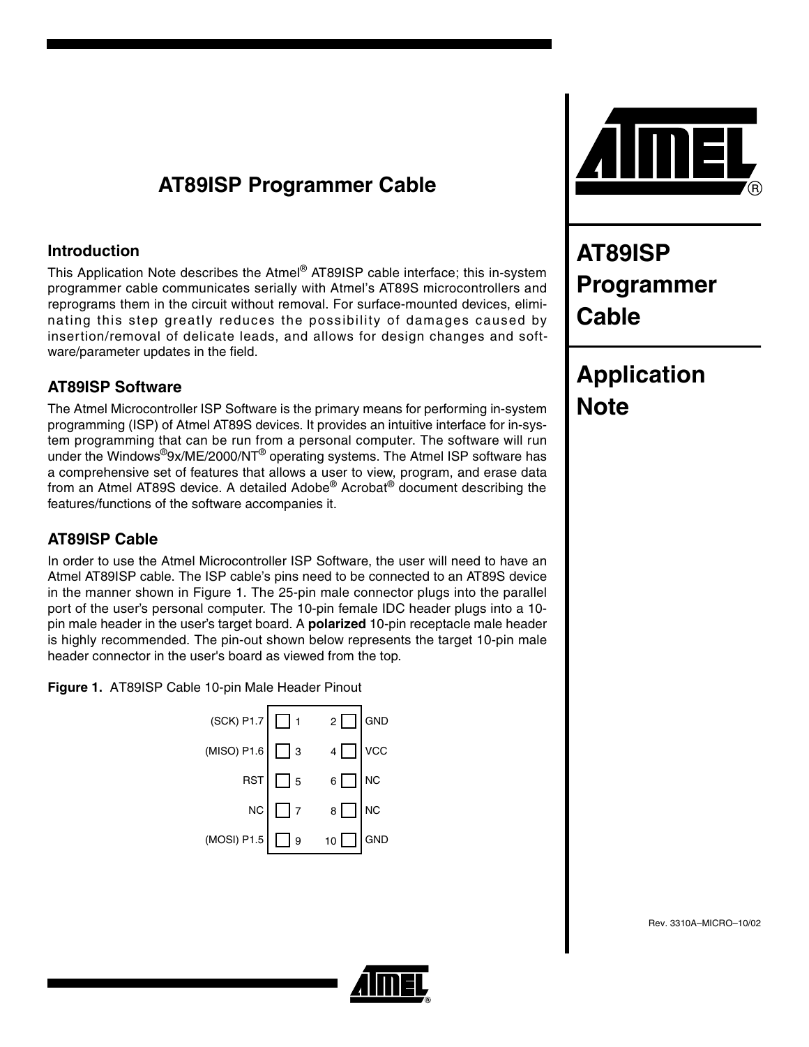# AT89ISP Programmer Cable

## AT89ISP Programmer Cable

## Application Note

### Introduction

This Application Note describes the Atmel® AT89ISP cable interface; this in-system programmer cable communicates serially with Atmel's AT89S microcontrollers and reprograms them in the circuit without removal. For surface-mounted devices, eliminating this step greatly reduces the possibility of damages caused by insertion/removal of delicate leads, and allows for design changes and software/parameter updates in the field.

### AT89ISP Software

The Atmel Microcontroller ISP Software is the primary means for performing in-system programming (ISP) of Atmel AT89S devices. It provides an intuitive interface for in-system programming that can be run from a personal computer. The software will run under the Windows®9x/ME/2000/NT® operating systems. The Atmel ISP software has a comprehensive set of features that allows a user to view, program, and erase data from an Atmel AT89S device. A detailed Adobe® Acrobat® document describing the features/functions of the software accompanies it.

### AT89ISP Cable

In order to use the Atmel Microcontroller ISP Software, the user will need to have an Atmel AT89ISP cable. The ISP cable's pins need to be connected to an AT89S device in the manner shown in Figure 1. The 25-pin male connector plugs into the parallel port of the user's personal computer. The 10-pin female IDC header plugs into a 10-pin male header in the user's target board. A **polarized** 10-pin receptacle male header is highly recommended. The pin-out shown below represents the target 10-pin male header connector in the user's board as viewed from the top.

**Figure 1.** AT89ISP Cable 10-pin Male Header Pinout

| Signal | Pin | Pin | Signal |
|---|---|---|---|
| (SCK) P1.7 | 1 | 2 | GND |
| (MISO) P1.6 | 3 | 4 | VCC |
| RST | 5 | 6 | NC |
| NC | 7 | 8 | NC |
| (MOSI) P1.5 | 9 | 10 | GND |

Rev. 3310A–MICRO–10/02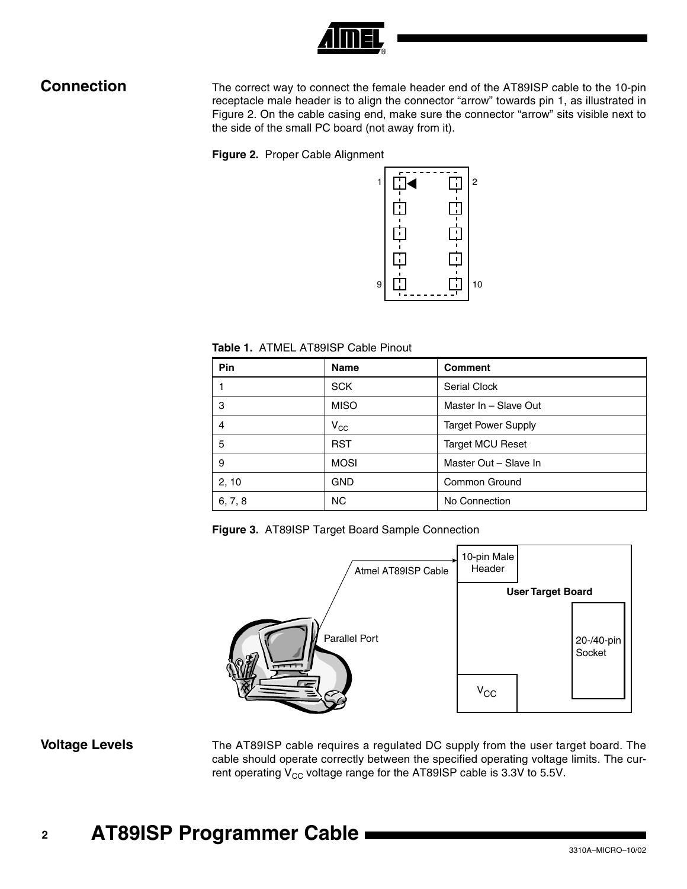## Connection

The correct way to connect the female header end of the AT89ISP cable to the 10-pin receptacle male header is to align the connector "arrow" towards pin 1, as illustrated in Figure 2. On the cable casing end, make sure the connector "arrow" sits visible next to the side of the small PC board (not away from it).

**Figure 2.** Proper Cable Alignment

**Table 1.** ATMEL AT89ISP Cable Pinout

| Pin | Name | Comment |
|---|---|---|
| 1 | SCK | Serial Clock |
| 3 | MISO | Master In – Slave Out |
| 4 | $V_{CC}$ | Target Power Supply |
| 5 | RST | Target MCU Reset |
| 9 | MOSI | Master Out – Slave In |
| 2, 10 | GND | Common Ground |
| 6, 7, 8 | NC | No Connection |

**Figure 3.** AT89ISP Target Board Sample Connection

## Voltage Levels

The AT89ISP cable requires a regulated DC supply from the user target board. The cable should operate correctly between the specified operating voltage limits. The current operating $V_{CC}$ voltage range for the AT89ISP cable is 3.3V to 5.5V.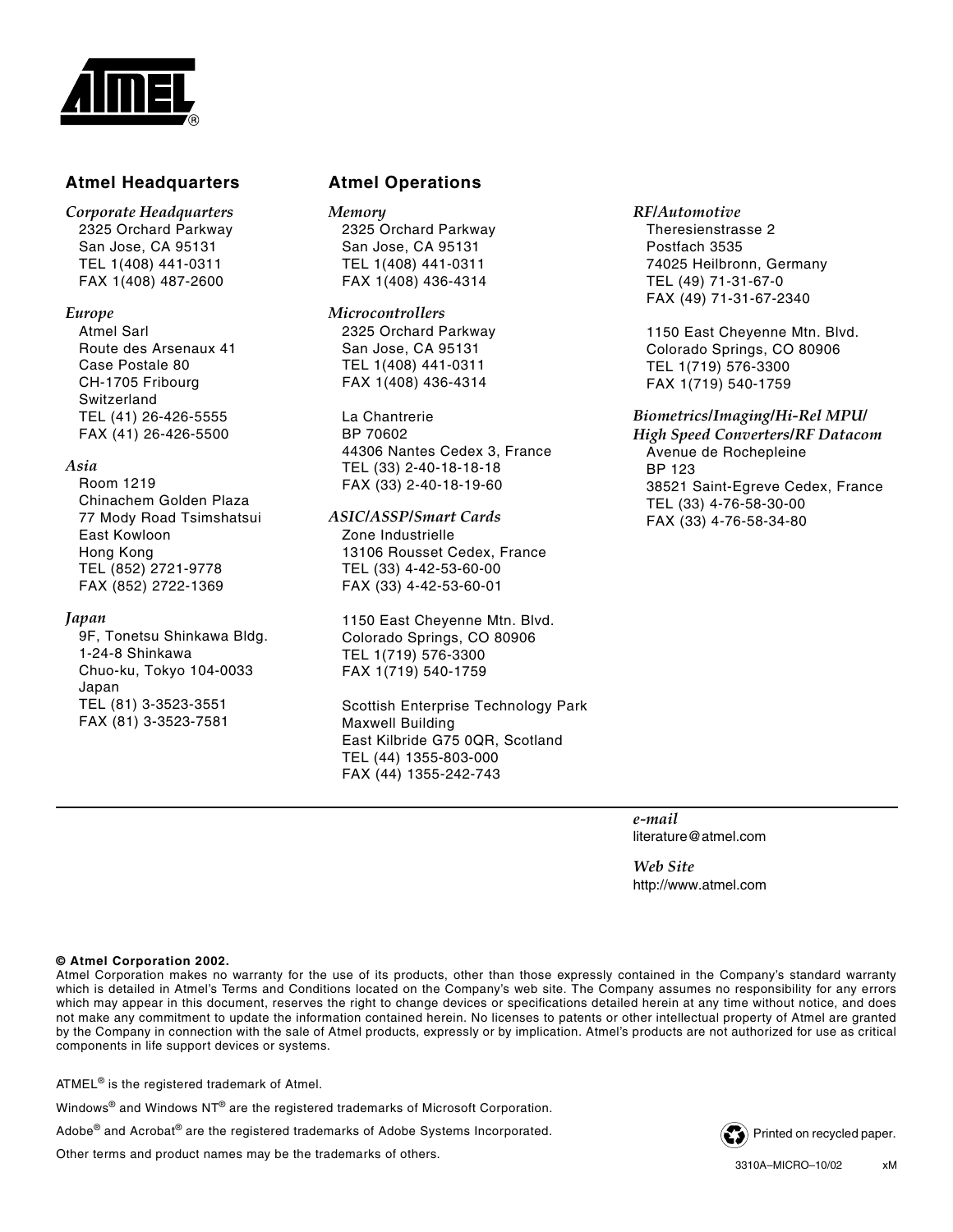## Atmel Headquarters

*Corporate Headquarters*
2325 Orchard Parkway
San Jose, CA 95131
TEL 1(408) 441-0311
FAX 1(408) 487-2600

*Europe*
Atmel Sarl
Route des Arsenaux 41
Case Postale 80
CH-1705 Fribourg
Switzerland
TEL (41) 26-426-5555
FAX (41) 26-426-5500

*Asia*
Room 1219
Chinachem Golden Plaza
77 Mody Road Tsimshatsui
East Kowloon
Hong Kong
TEL (852) 2721-9778
FAX (852) 2722-1369

*Japan*
9F, Tonetsu Shinkawa Bldg.
1-24-8 Shinkawa
Chuo-ku, Tokyo 104-0033
Japan
TEL (81) 3-3523-3551
FAX (81) 3-3523-7581

## Atmel Operations

*Memory*
2325 Orchard Parkway
San Jose, CA 95131
TEL 1(408) 441-0311
FAX 1(408) 436-4314

*Microcontrollers*
2325 Orchard Parkway
San Jose, CA 95131
TEL 1(408) 441-0311
FAX 1(408) 436-4314

La Chantrerie
BP 70602
44306 Nantes Cedex 3, France
TEL (33) 2-40-18-18-18
FAX (33) 2-40-18-19-60

*ASIC/ASSP/Smart Cards*
Zone Industrielle
13106 Rousset Cedex, France
TEL (33) 4-42-53-60-00
FAX (33) 4-42-53-60-01

1150 East Cheyenne Mtn. Blvd.
Colorado Springs, CO 80906
TEL 1(719) 576-3300
FAX 1(719) 540-1759

Scottish Enterprise Technology Park
Maxwell Building
East Kilbride G75 0QR, Scotland
TEL (44) 1355-803-000
FAX (44) 1355-242-743

*RF/Automotive*
Theresienstrasse 2
Postfach 3535
74025 Heilbronn, Germany
TEL (49) 71-31-67-0
FAX (49) 71-31-67-2340

1150 East Cheyenne Mtn. Blvd.
Colorado Springs, CO 80906
TEL 1(719) 576-3300
FAX 1(719) 540-1759

*Biometrics/Imaging/Hi-Rel MPU/ High Speed Converters/RF Datacom*
Avenue de Rochepleine
BP 123
38521 Saint-Egreve Cedex, France
TEL (33) 4-76-58-30-00
FAX (33) 4-76-58-34-80

*e-mail*
literature@atmel.com

*Web Site*
http://www.atmel.com

**© Atmel Corporation 2002.**
Atmel Corporation makes no warranty for the use of its products, other than those expressly contained in the Company's standard warranty which is detailed in Atmel's Terms and Conditions located on the Company's web site. The Company assumes no responsibility for any errors which may appear in this document, reserves the right to change devices or specifications detailed herein at any time without notice, and does not make any commitment to update the information contained herein. No licenses to patents or other intellectual property of Atmel are granted by the Company in connection with the sale of Atmel products, expressly or by implication. Atmel's products are not authorized for use as critical components in life support devices or systems.

ATMEL® is the registered trademark of Atmel.

Windows® and Windows NT® are the registered trademarks of Microsoft Corporation.

Adobe® and Acrobat® are the registered trademarks of Adobe Systems Incorporated.

Other terms and product names may be the trademarks of others.

Printed on recycled paper.

3310A–MICRO–10/02 xM